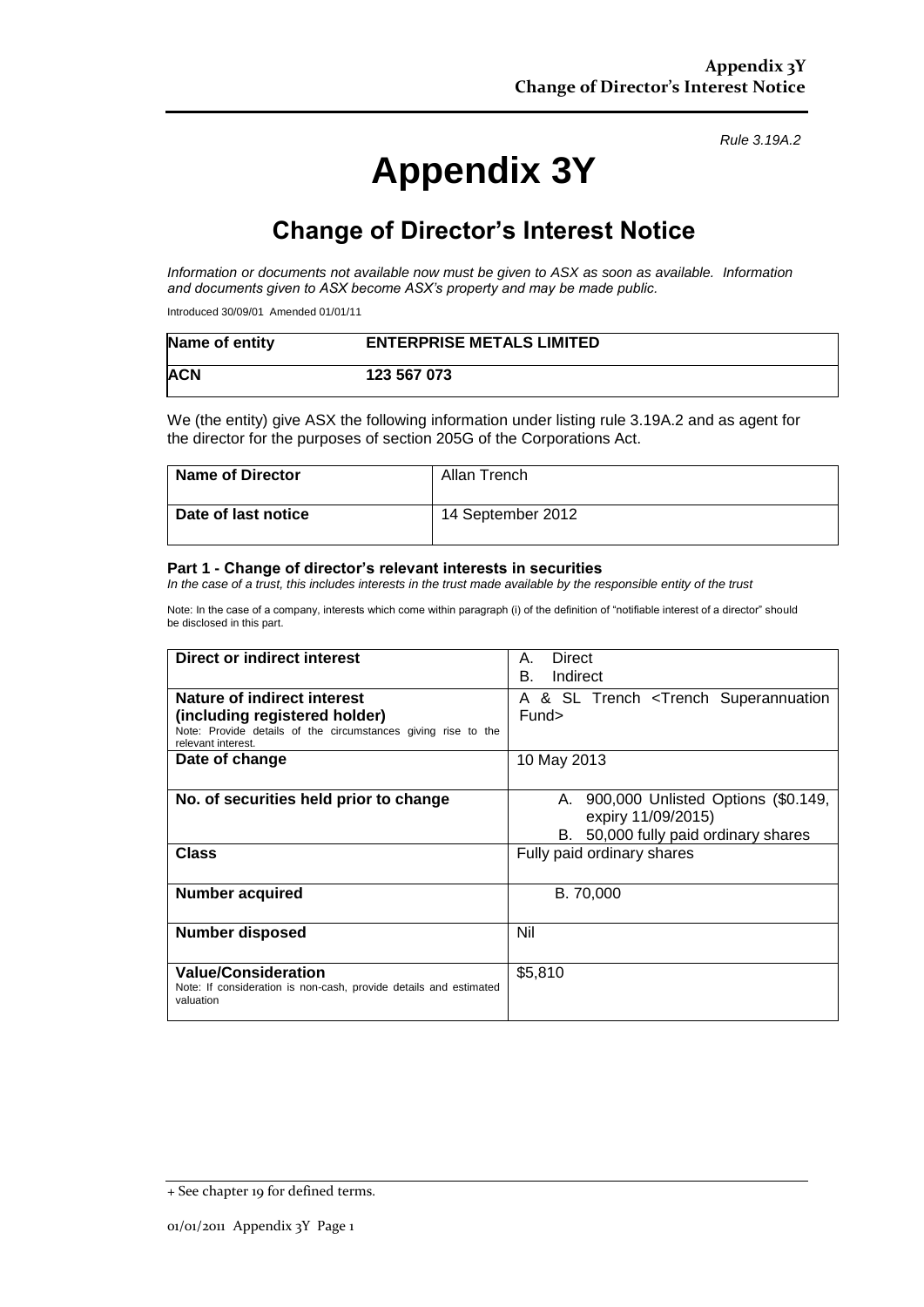*Rule 3.19A.2*

# Appendix 3Y

## Change of Director's Interest Notice

*Information or documents not available now must be given to ASX as soon as available. Information and documents given to ASX become ASX's property and may be made public.*

Introduced 30/09/01 Amended 01/01/11

| Name of entity | ENTERPRISE METALS LIMITED |
|---|---|
| **ACN** | **123 567 073** |

We (the entity) give ASX the following information under listing rule 3.19A.2 and as agent for the director for the purposes of section 205G of the Corporations Act.

| Name of Director | Allan Trench |
|---|---|
| **Date of last notice** | 14 September 2012 |

**Part 1 - Change of director's relevant interests in securities**

*In the case of a trust, this includes interests in the trust made available by the responsible entity of the trust*

Note: In the case of a company, interests which come within paragraph (i) of the definition of "notifiable interest of a director" should be disclosed in this part.

| Direct or indirect interest | A. Direct<br>B. Indirect |
|---|---|
| **Nature of indirect interest (including registered holder)**<br>Note: Provide details of the circumstances giving rise to the relevant interest. | A & SL Trench <Trench Superannuation Fund> |
| **Date of change** | 10 May 2013 |
| **No. of securities held prior to change** | A. 900,000 Unlisted Options ($0.149, expiry 11/09/2015)<br>B. 50,000 fully paid ordinary shares |
| **Class** | Fully paid ordinary shares |
| **Number acquired** | B. 70,000 |
| **Number disposed** | Nil |
| **Value/Consideration**<br>Note: If consideration is non-cash, provide details and estimated valuation | $5,810 |

+ See chapter 19 for defined terms.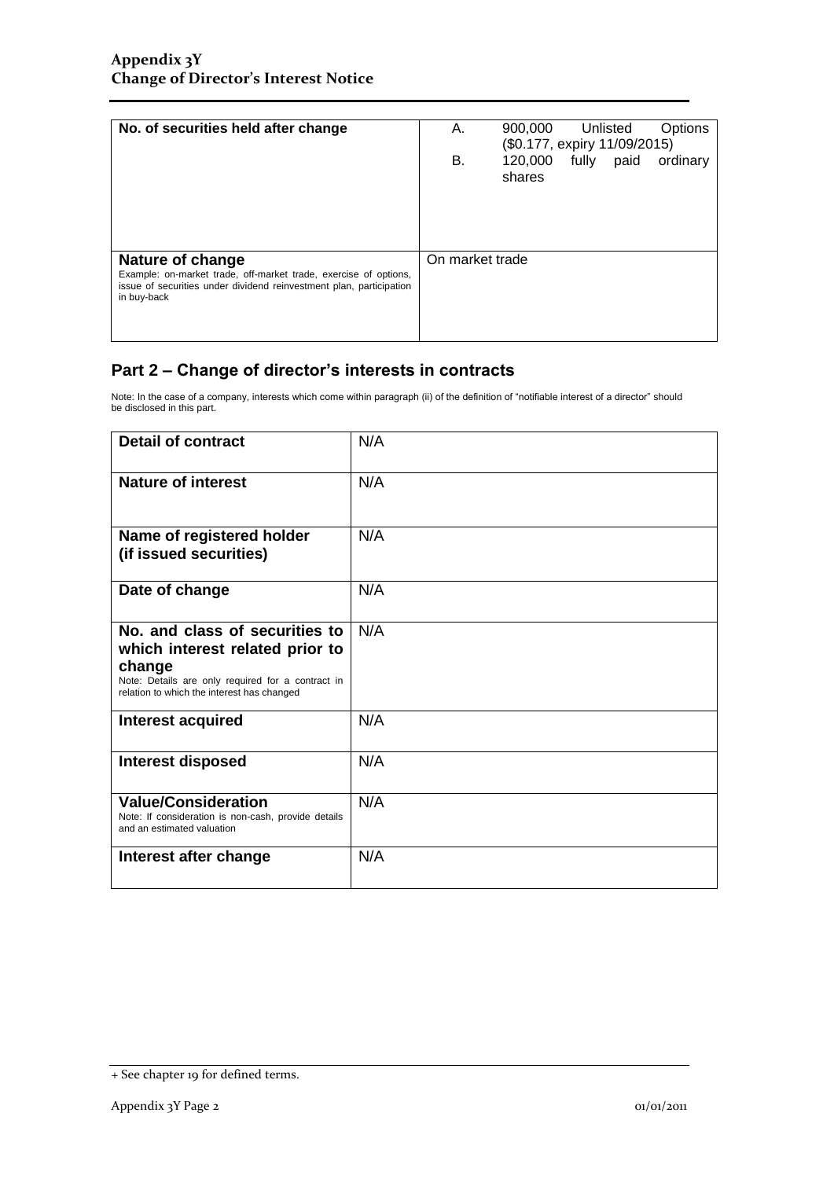| | |
|---|---|
| **No. of securities held after change** | A. 900,000 Unlisted Options ($0.177, expiry 11/09/2015)<br>B. 120,000 fully paid ordinary shares |
| **Nature of change**<br>Example: on-market trade, off-market trade, exercise of options, issue of securities under dividend reinvestment plan, participation in buy-back | On market trade |

## Part 2 – Change of director's interests in contracts

Note: In the case of a company, interests which come within paragraph (ii) of the definition of "notifiable interest of a director" should be disclosed in this part.

| | |
|---|---|
| **Detail of contract** | N/A |
| **Nature of interest** | N/A |
| **Name of registered holder (if issued securities)** | N/A |
| **Date of change** | N/A |
| **No. and class of securities to which interest related prior to change**<br>Note: Details are only required for a contract in relation to which the interest has changed | N/A |
| **Interest acquired** | N/A |
| **Interest disposed** | N/A |
| **Value/Consideration**<br>Note: If consideration is non-cash, provide details and an estimated valuation | N/A |
| **Interest after change** | N/A |

+ See chapter 19 for defined terms.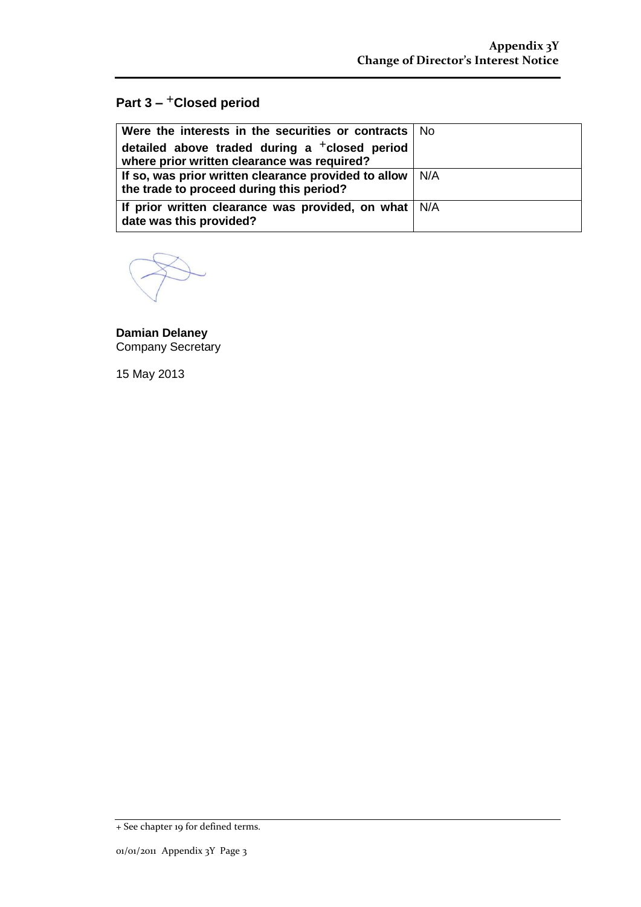## Part 3 – +Closed period

| | |
|---|---|
| **Were the interests in the securities or contracts detailed above traded during a +closed period where prior written clearance was required?** | No |
| **If so, was prior written clearance provided to allow the trade to proceed during this period?** | N/A |
| **If prior written clearance was provided, on what date was this provided?** | N/A |

**Damian Delaney**
Company Secretary

15 May 2013

+ See chapter 19 for defined terms.